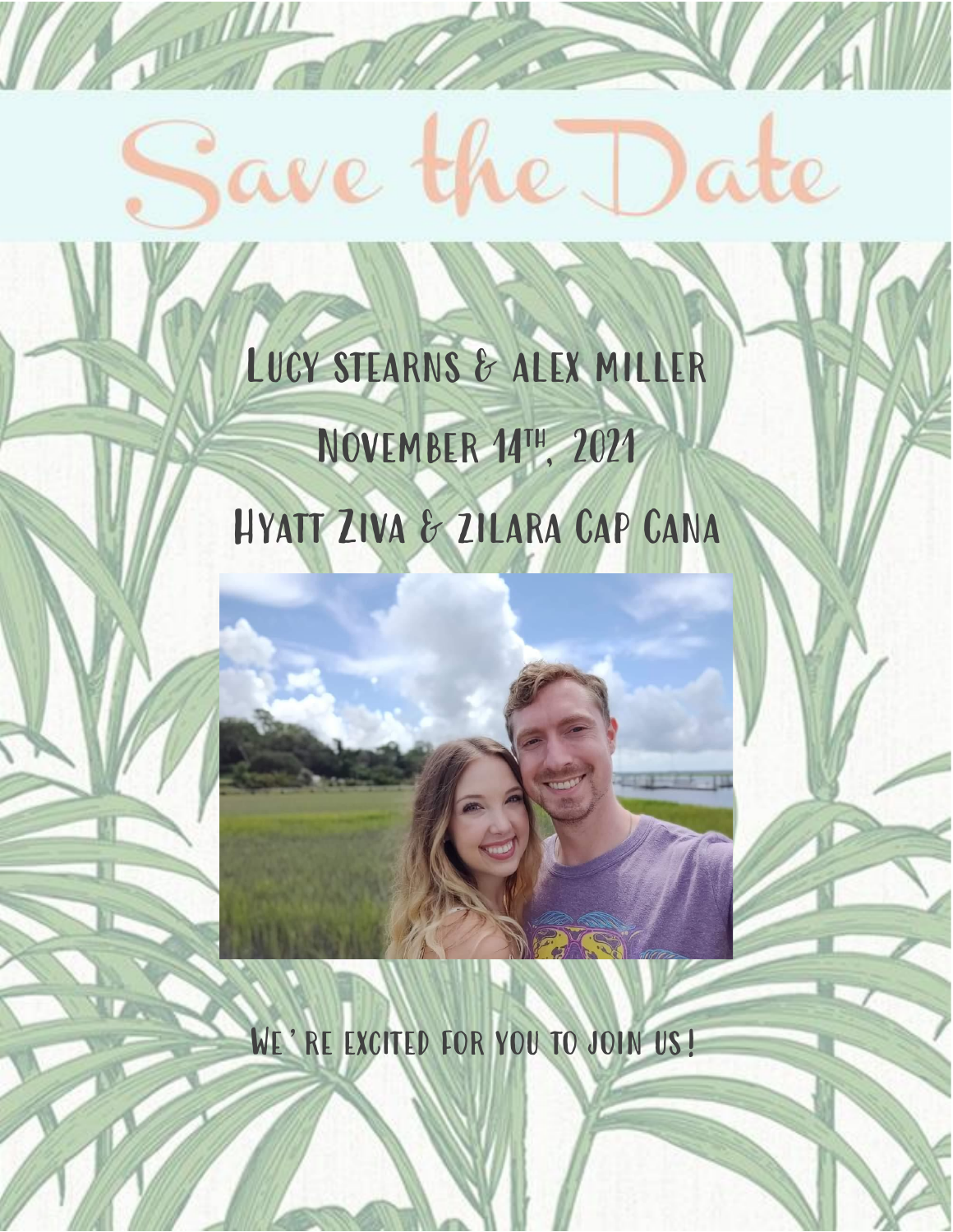# Save the Date

Lucy stearns & alex miller

November 14th, 2021

Hyatt Ziva & zilara Cap Cana

We're excited for you to join us!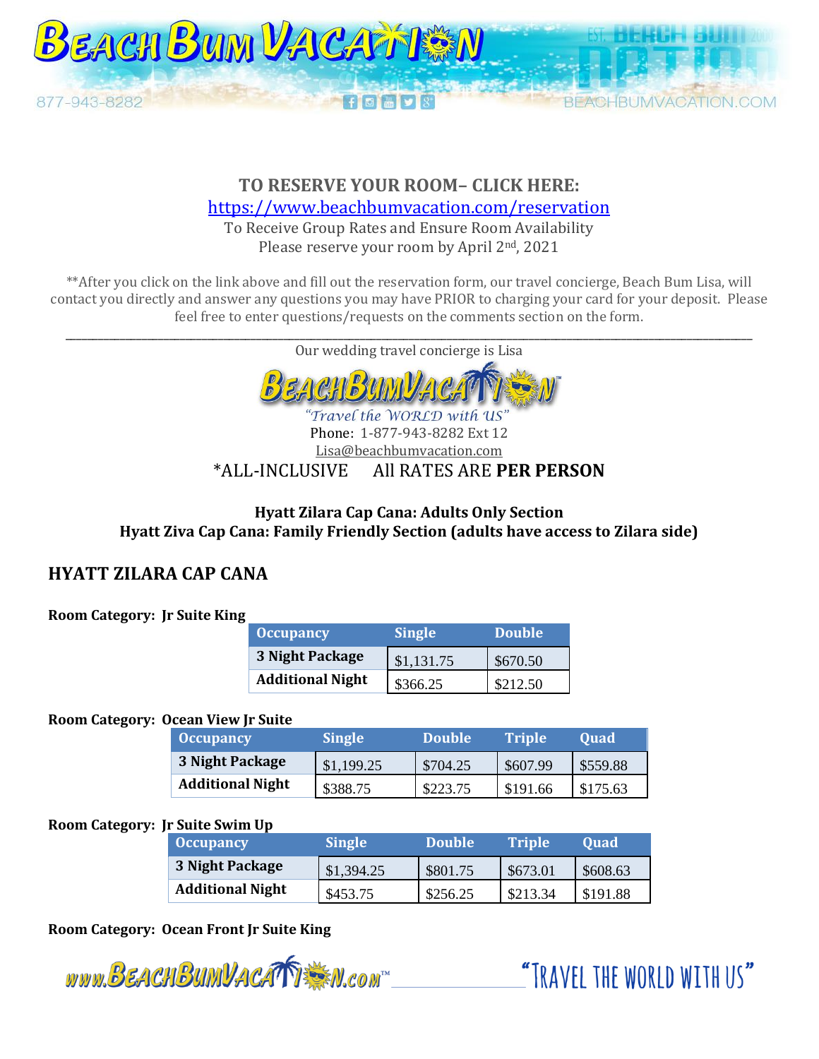**TO RESERVE YOUR ROOM– CLICK HERE:**

https://www.beachbumvacation.com/reservation

To Receive Group Rates and Ensure Room Availability
Please reserve your room by April 2nd, 2021

**After you click on the link above and fill out the reservation form, our travel concierge, Beach Bum Lisa, will contact you directly and answer any questions you may have PRIOR to charging your card for your deposit. Please feel free to enter questions/requests on the comments section on the form.

---

Our wedding travel concierge is Lisa

"Travel the WORLD with US"

Phone: 1-877-943-8282 Ext 12

Lisa@beachbumvacation.com

*ALL-INCLUSIVE All RATES ARE **PER PERSON**

**Hyatt Zilara Cap Cana: Adults Only Section**
**Hyatt Ziva Cap Cana: Family Friendly Section (adults have access to Zilara side)**

## HYATT ZILARA CAP CANA

**Room Category: Jr Suite King**

| Occupancy | Single | Double |
|---|---|---|
| **3 Night Package** | $1,131.75 | $670.50 |
| **Additional Night** | $366.25 | $212.50 |

**Room Category: Ocean View Jr Suite**

| Occupancy | Single | Double | Triple | Quad |
|---|---|---|---|---|
| **3 Night Package** | $1,199.25 | $704.25 | $607.99 | $559.88 |
| **Additional Night** | $388.75 | $223.75 | $191.66 | $175.63 |

**Room Category: Jr Suite Swim Up**

| Occupancy | Single | Double | Triple | Quad |
|---|---|---|---|---|
| **3 Night Package** | $1,394.25 | $801.75 | $673.01 | $608.63 |
| **Additional Night** | $453.75 | $256.25 | $213.34 | $191.88 |

**Room Category: Ocean Front Jr Suite King**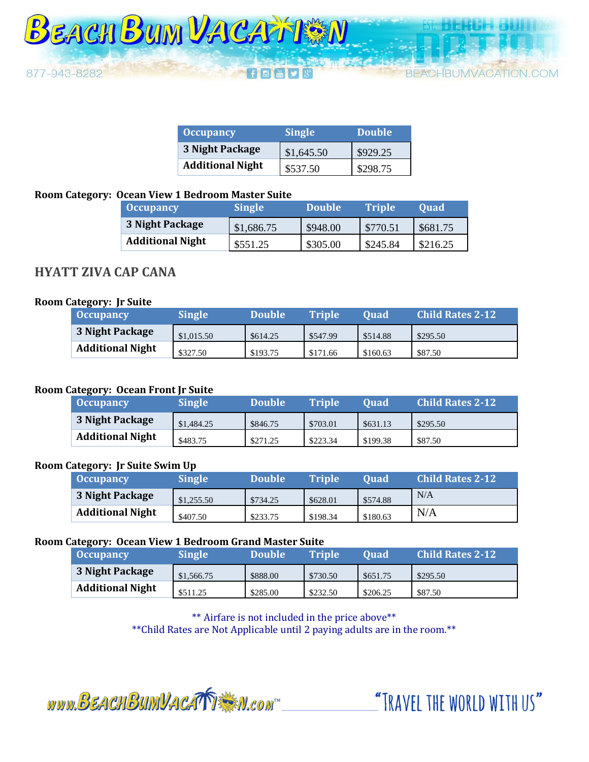| Occupancy | Single | Double |
| --- | --- | --- |
| 3 Night Package | $1,645.50 | $929.25 |
| Additional Night | $537.50 | $298.75 |

**Room Category: Ocean View 1 Bedroom Master Suite**

| Occupancy | Single | Double | Triple | Quad |
| --- | --- | --- | --- | --- |
| 3 Night Package | $1,686.75 | $948.00 | $770.51 | $681.75 |
| Additional Night | $551.25 | $305.00 | $245.84 | $216.25 |

## HYATT ZIVA CAP CANA

**Room Category: Jr Suite**

| Occupancy | Single | Double | Triple | Quad | Child Rates 2-12 |
| --- | --- | --- | --- | --- | --- |
| 3 Night Package | $1,015.50 | $614.25 | $547.99 | $514.88 | $295.50 |
| Additional Night | $327.50 | $193.75 | $171.66 | $160.63 | $87.50 |

**Room Category: Ocean Front Jr Suite**

| Occupancy | Single | Double | Triple | Quad | Child Rates 2-12 |
| --- | --- | --- | --- | --- | --- |
| 3 Night Package | $1,484.25 | $846.75 | $703.01 | $631.13 | $295.50 |
| Additional Night | $483.75 | $271.25 | $223.34 | $199.38 | $87.50 |

**Room Category: Jr Suite Swim Up**

| Occupancy | Single | Double | Triple | Quad | Child Rates 2-12 |
| --- | --- | --- | --- | --- | --- |
| 3 Night Package | $1,255.50 | $734.25 | $628.01 | $574.88 | N/A |
| Additional Night | $407.50 | $233.75 | $198.34 | $180.63 | N/A |

**Room Category: Ocean View 1 Bedroom Grand Master Suite**

| Occupancy | Single | Double | Triple | Quad | Child Rates 2-12 |
| --- | --- | --- | --- | --- | --- |
| 3 Night Package | $1,566.75 | $888.00 | $730.50 | $651.75 | $295.50 |
| Additional Night | $511.25 | $285.00 | $232.50 | $206.25 | $87.50 |

** Airfare is not included in the price above**

**Child Rates are Not Applicable until 2 paying adults are in the room.**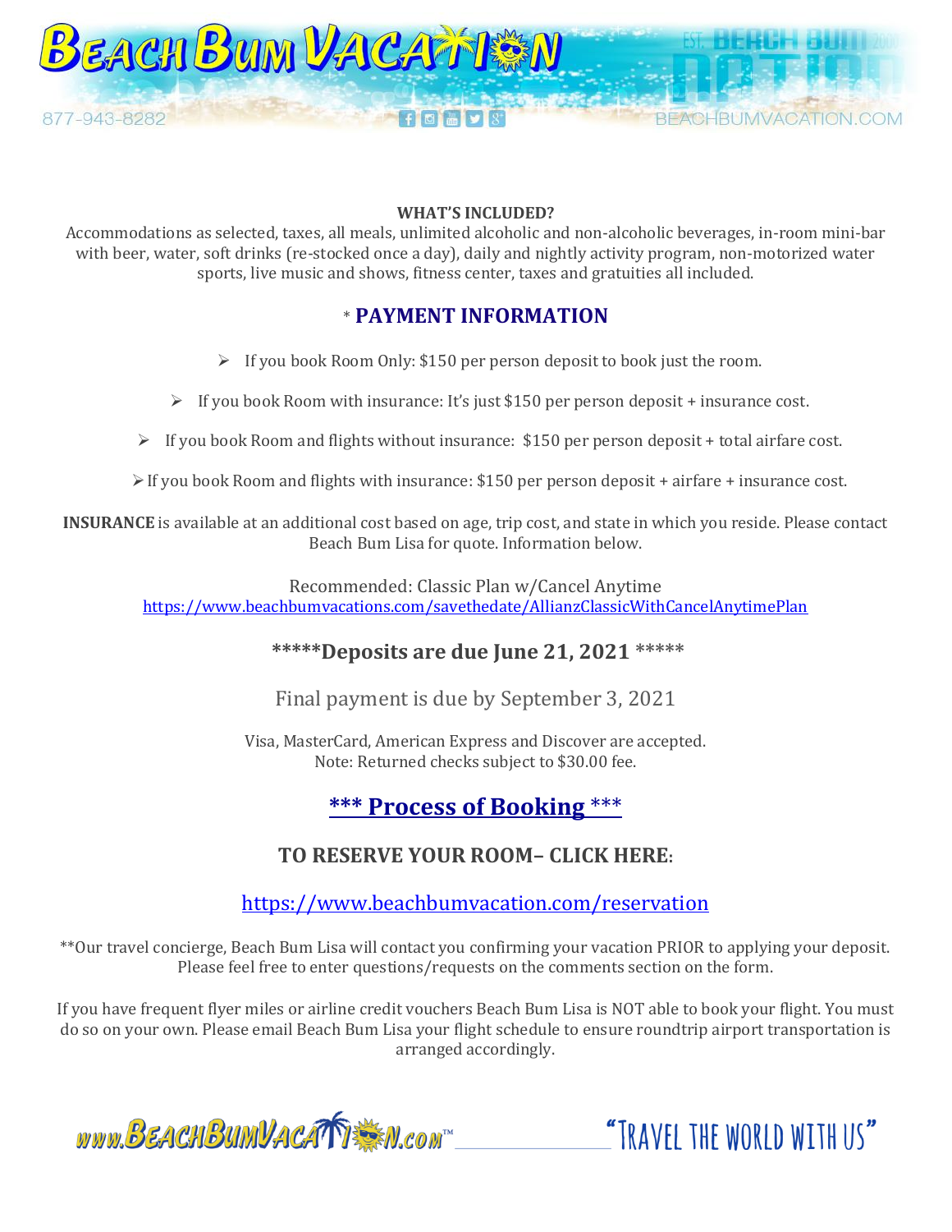**WHAT'S INCLUDED?**

Accommodations as selected, taxes, all meals, unlimited alcoholic and non-alcoholic beverages, in-room mini-bar with beer, water, soft drinks (re-stocked once a day), daily and nightly activity program, non-motorized water sports, live music and shows, fitness center, taxes and gratuities all included.

## * PAYMENT INFORMATION

- If you book Room Only: $150 per person deposit to book just the room.
- If you book Room with insurance: It's just $150 per person deposit + insurance cost.
- If you book Room and flights without insurance: $150 per person deposit + total airfare cost.
- If you book Room and flights with insurance: $150 per person deposit + airfare + insurance cost.

**INSURANCE** is available at an additional cost based on age, trip cost, and state in which you reside. Please contact Beach Bum Lisa for quote. Information below.

Recommended: Classic Plan w/Cancel Anytime
https://www.beachbumvacations.com/savethedate/AllianzClassicWithCancelAnytimePlan

### *****Deposits are due June 21, 2021 *****

Final payment is due by September 3, 2021

Visa, MasterCard, American Express and Discover are accepted.
Note: Returned checks subject to $30.00 fee.

## *** Process of Booking ***

### TO RESERVE YOUR ROOM– CLICK HERE:

https://www.beachbumvacation.com/reservation

**Our travel concierge, Beach Bum Lisa will contact you confirming your vacation PRIOR to applying your deposit. Please feel free to enter questions/requests on the comments section on the form.

If you have frequent flyer miles or airline credit vouchers Beach Bum Lisa is NOT able to book your flight. You must do so on your own. Please email Beach Bum Lisa your flight schedule to ensure roundtrip airport transportation is arranged accordingly.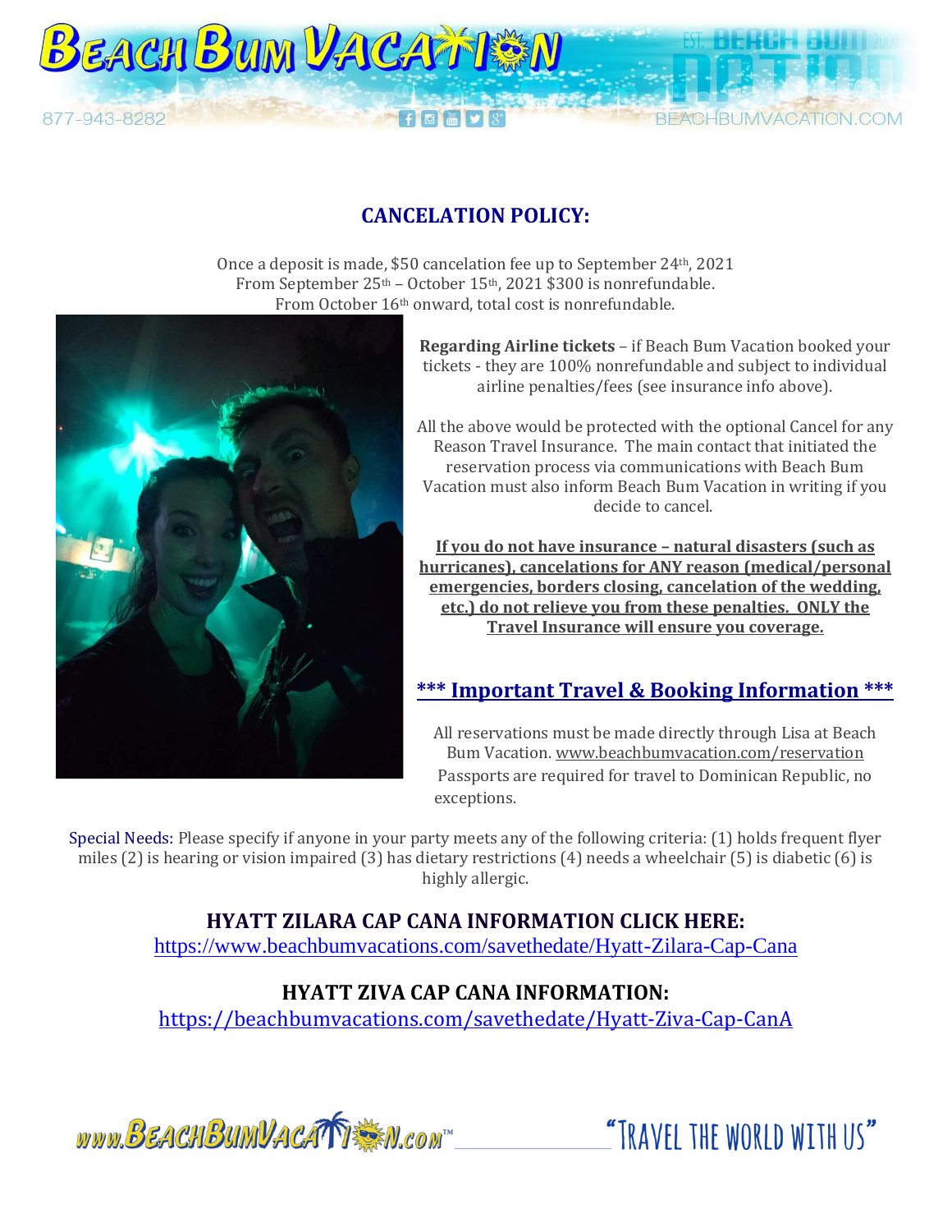## CANCELATION POLICY:

Once a deposit is made, \$50 cancelation fee up to September 24th, 2021
From September 25th – October 15th, 2021 \$300 is nonrefundable.
From October 16th onward, total cost is nonrefundable.

**Regarding Airline tickets** – if Beach Bum Vacation booked your tickets - they are 100% nonrefundable and subject to individual airline penalties/fees (see insurance info above).

All the above would be protected with the optional Cancel for any Reason Travel Insurance. The main contact that initiated the reservation process via communications with Beach Bum Vacation must also inform Beach Bum Vacation in writing if you decide to cancel.

**If you do not have insurance – natural disasters (such as hurricanes), cancelations for ANY reason (medical/personal emergencies, borders closing, cancelation of the wedding, etc.) do not relieve you from these penalties. ONLY the Travel Insurance will ensure you coverage.**

## *** Important Travel & Booking Information ***

All reservations must be made directly through Lisa at Beach Bum Vacation. www.beachbumvacation.com/reservation
Passports are required for travel to Dominican Republic, no exceptions.

Special Needs: Please specify if anyone in your party meets any of the following criteria: (1) holds frequent flyer miles (2) is hearing or vision impaired (3) has dietary restrictions (4) needs a wheelchair (5) is diabetic (6) is highly allergic.

### HYATT ZILARA CAP CANA INFORMATION CLICK HERE:

https://www.beachbumvacations.com/savethedate/Hyatt-Zilara-Cap-Cana

### HYATT ZIVA CAP CANA INFORMATION:

https://beachbumvacations.com/savethedate/Hyatt-Ziva-Cap-CanA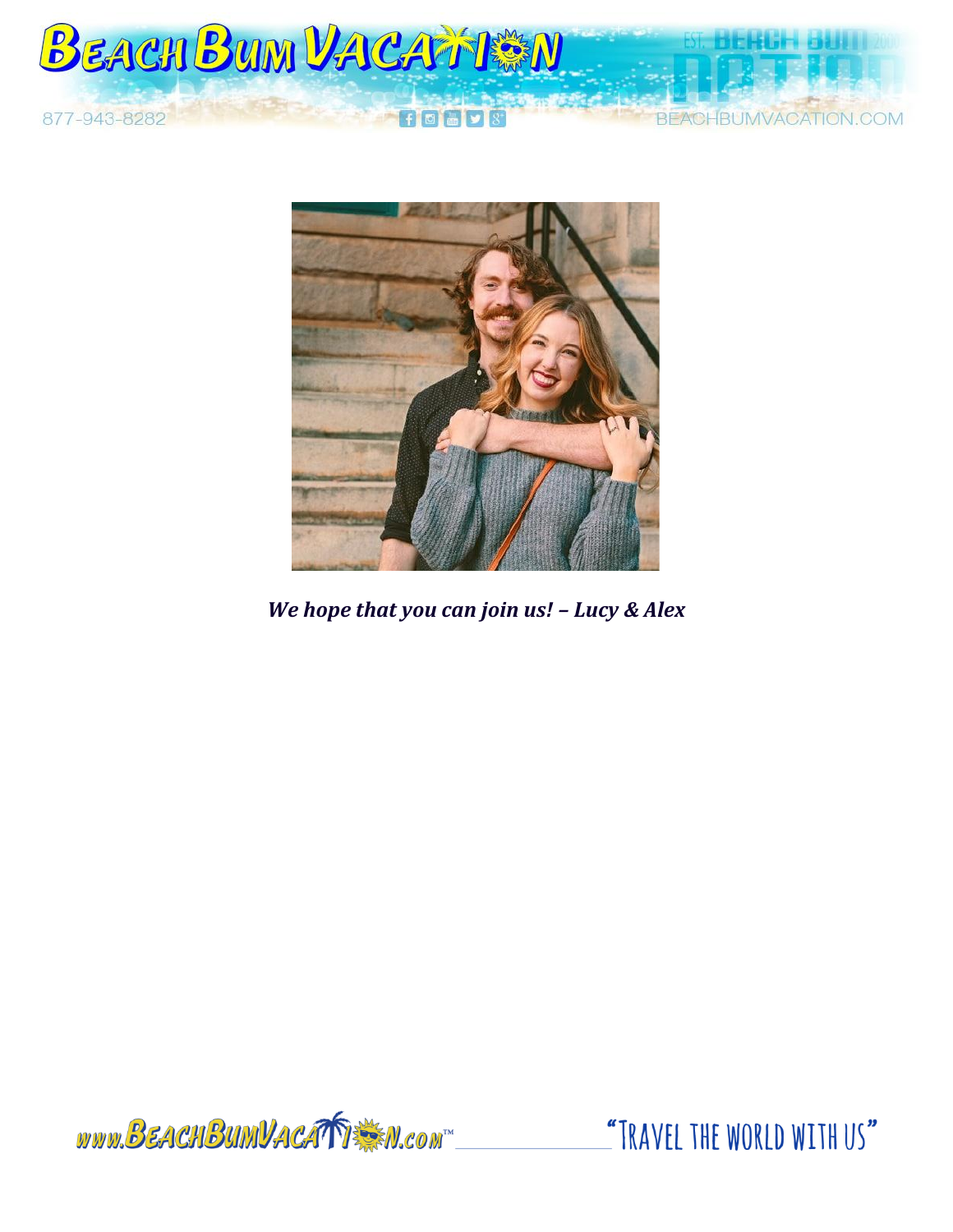***We hope that you can join us! – Lucy & Alex***